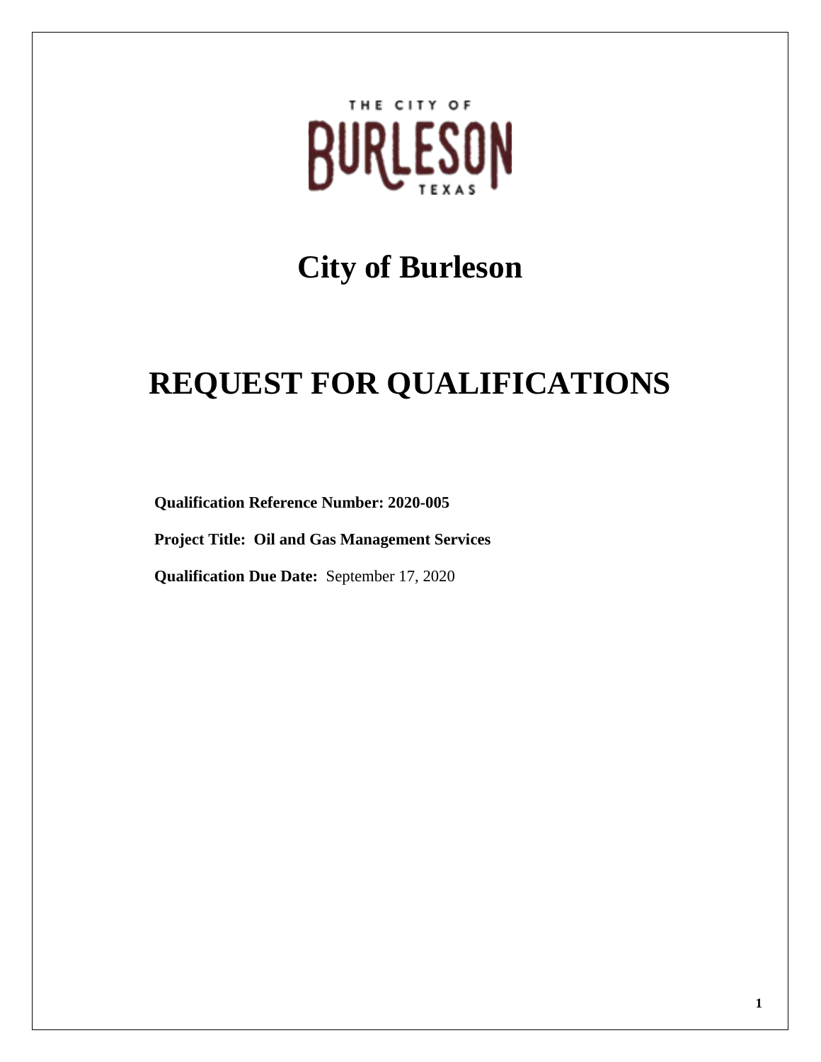THE CITY OF BURLESON TEXAS

# City of Burleson

# REQUEST FOR QUALIFICATIONS

**Qualification Reference Number: 2020-005**

**Project Title: Oil and Gas Management Services**

**Qualification Due Date:** September 17, 2020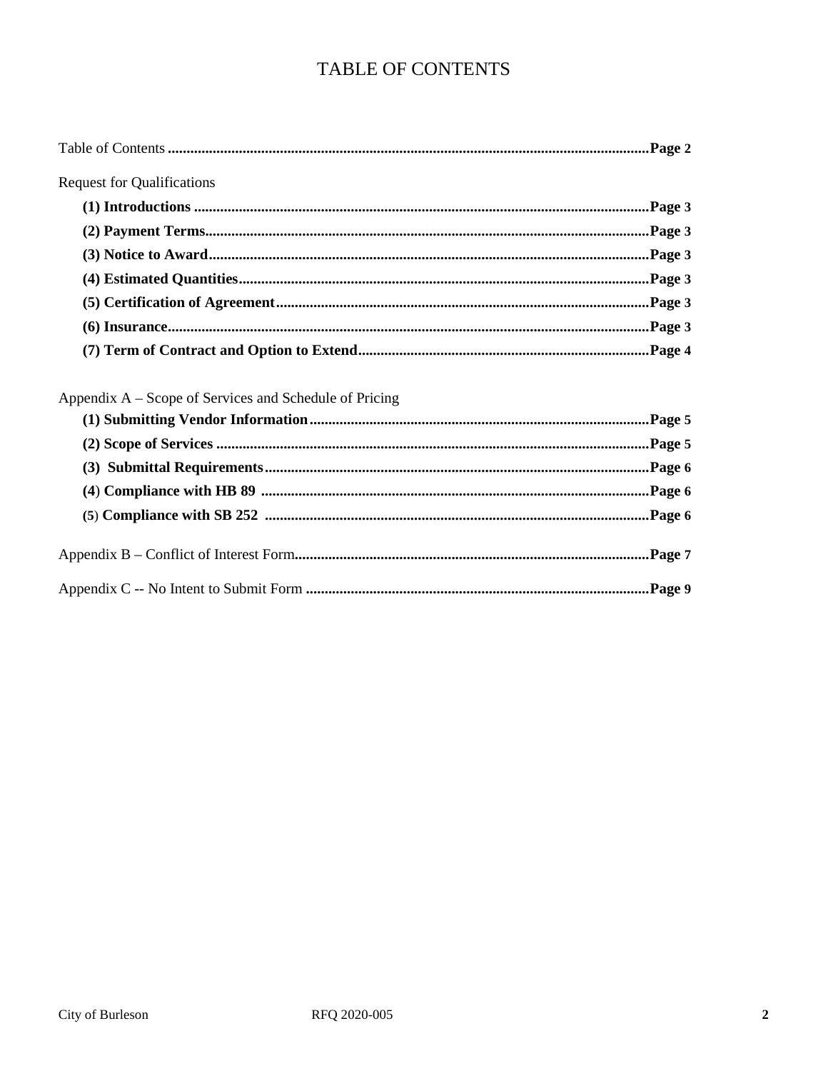# TABLE OF CONTENTS

Table of Contents ............................................................................................................................ **Page 2**

Request for Qualifications

- **(1) Introductions ........................................................................................................................ Page 3**
- **(2) Payment Terms..................................................................................................................... Page 3**
- **(3) Notice to Award..................................................................................................................... Page 3**
- **(4) Estimated Quantities............................................................................................................. Page 3**
- **(5) Certification of Agreement.................................................................................................. Page 3**
- **(6) Insurance............................................................................................................................... Page 3**
- **(7) Term of Contract and Option to Extend............................................................................ Page 4**

Appendix A – Scope of Services and Schedule of Pricing

- **(1) Submitting Vendor Information.......................................................................................... Page 5**
- **(2) Scope of Services ................................................................................................................... Page 5**
- **(3) Submittal Requirements...................................................................................................... Page 6**
- **(4) Compliance with HB 89 ...................................................................................................... Page 6**
- **(5) Compliance with SB 252 ..................................................................................................... Page 6**

Appendix B – Conflict of Interest Form.............................................................................................. **Page 7**

Appendix C -- No Intent to Submit Form .......................................................................................... **Page 9**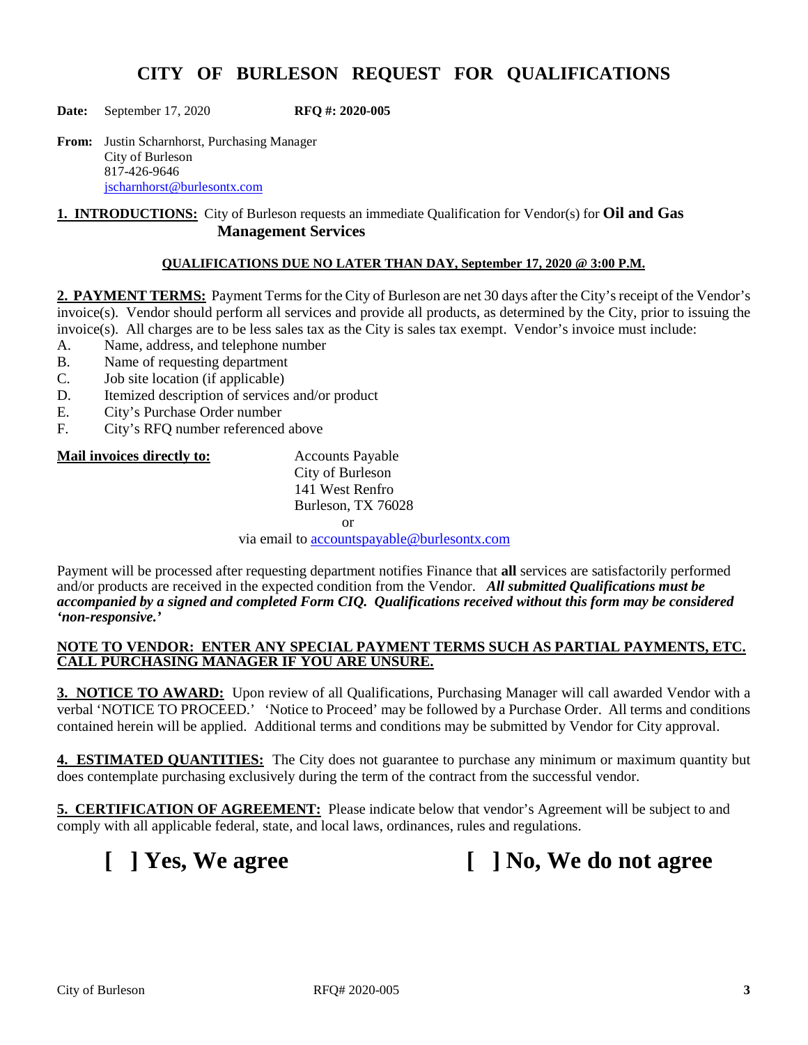# CITY OF BURLESON REQUEST FOR QUALIFICATIONS

**Date:** September 17, 2020 **RFQ #: 2020-005**

**From:** Justin Scharnhorst, Purchasing Manager
City of Burleson
817-426-9646
jscharnhorst@burlesontx.com

**1. INTRODUCTIONS:** City of Burleson requests an immediate Qualification for Vendor(s) for **Oil and Gas Management Services**

**QUALIFICATIONS DUE NO LATER THAN DAY, September 17, 2020 @ 3:00 P.M.**

**2. PAYMENT TERMS:** Payment Terms for the City of Burleson are net 30 days after the City's receipt of the Vendor's invoice(s). Vendor should perform all services and provide all products, as determined by the City, prior to issuing the invoice(s). All charges are to be less sales tax as the City is sales tax exempt. Vendor's invoice must include:

A. Name, address, and telephone number
B. Name of requesting department
C. Job site location (if applicable)
D. Itemized description of services and/or product
E. City's Purchase Order number
F. City's RFQ number referenced above

**Mail invoices directly to:**

Accounts Payable
City of Burleson
141 West Renfro
Burleson, TX 76028
or
via email to accountspayable@burlesontx.com

Payment will be processed after requesting department notifies Finance that **all** services are satisfactorily performed and/or products are received in the expected condition from the Vendor. ***All submitted Qualifications must be accompanied by a signed and completed Form CIQ. Qualifications received without this form may be considered 'non-responsive.'***

**NOTE TO VENDOR: ENTER ANY SPECIAL PAYMENT TERMS SUCH AS PARTIAL PAYMENTS, ETC. CALL PURCHASING MANAGER IF YOU ARE UNSURE.**

**3. NOTICE TO AWARD:** Upon review of all Qualifications, Purchasing Manager will call awarded Vendor with a verbal 'NOTICE TO PROCEED.' 'Notice to Proceed' may be followed by a Purchase Order. All terms and conditions contained herein will be applied. Additional terms and conditions may be submitted by Vendor for City approval.

**4. ESTIMATED QUANTITIES:** The City does not guarantee to purchase any minimum or maximum quantity but does contemplate purchasing exclusively during the term of the contract from the successful vendor.

**5. CERTIFICATION OF AGREEMENT:** Please indicate below that vendor's Agreement will be subject to and comply with all applicable federal, state, and local laws, ordinances, rules and regulations.

**[ ] Yes, We agree** **[ ] No, We do not agree**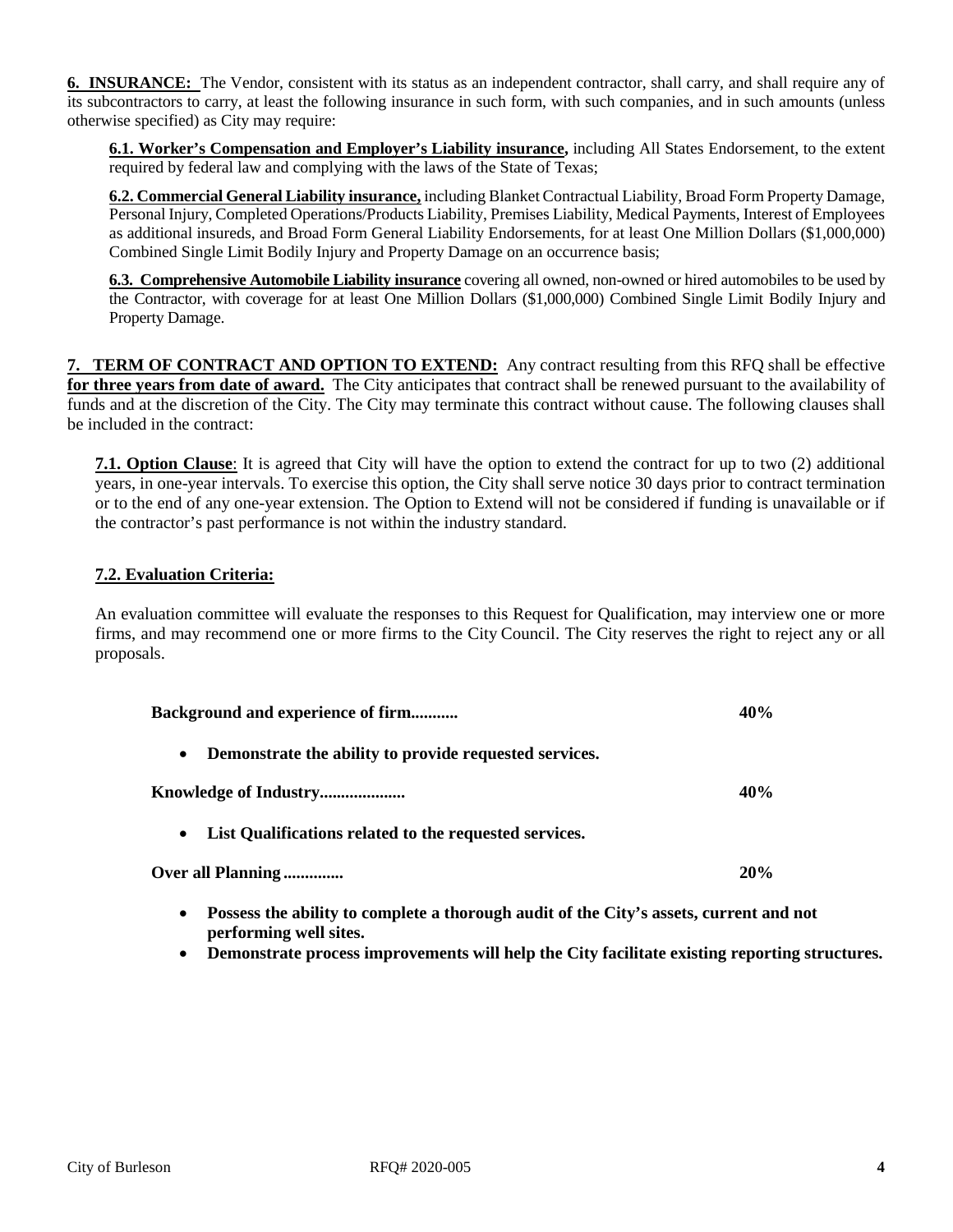**6. INSURANCE:** The Vendor, consistent with its status as an independent contractor, shall carry, and shall require any of its subcontractors to carry, at least the following insurance in such form, with such companies, and in such amounts (unless otherwise specified) as City may require:

**6.1. Worker's Compensation and Employer's Liability insurance,** including All States Endorsement, to the extent required by federal law and complying with the laws of the State of Texas;

**6.2. Commercial General Liability insurance,** including Blanket Contractual Liability, Broad Form Property Damage, Personal Injury, Completed Operations/Products Liability, Premises Liability, Medical Payments, Interest of Employees as additional insureds, and Broad Form General Liability Endorsements, for at least One Million Dollars ($1,000,000) Combined Single Limit Bodily Injury and Property Damage on an occurrence basis;

**6.3. Comprehensive Automobile Liability insurance** covering all owned, non-owned or hired automobiles to be used by the Contractor, with coverage for at least One Million Dollars ($1,000,000) Combined Single Limit Bodily Injury and Property Damage.

**7. TERM OF CONTRACT AND OPTION TO EXTEND:** Any contract resulting from this RFQ shall be effective **for three years from date of award.** The City anticipates that contract shall be renewed pursuant to the availability of funds and at the discretion of the City. The City may terminate this contract without cause. The following clauses shall be included in the contract:

**7.1. Option Clause**: It is agreed that City will have the option to extend the contract for up to two (2) additional years, in one-year intervals. To exercise this option, the City shall serve notice 30 days prior to contract termination or to the end of any one-year extension. The Option to Extend will not be considered if funding is unavailable or if the contractor's past performance is not within the industry standard.

**7.2. Evaluation Criteria:**

An evaluation committee will evaluate the responses to this Request for Qualification, may interview one or more firms, and may recommend one or more firms to the City Council. The City reserves the right to reject any or all proposals.

**Background and experience of firm........... 40%**

- **Demonstrate the ability to provide requested services.**

**Knowledge of Industry.................... 40%**

- **List Qualifications related to the requested services.**

**Over all Planning .............. 20%**

- **Possess the ability to complete a thorough audit of the City's assets, current and not performing well sites.**
- **Demonstrate process improvements will help the City facilitate existing reporting structures.**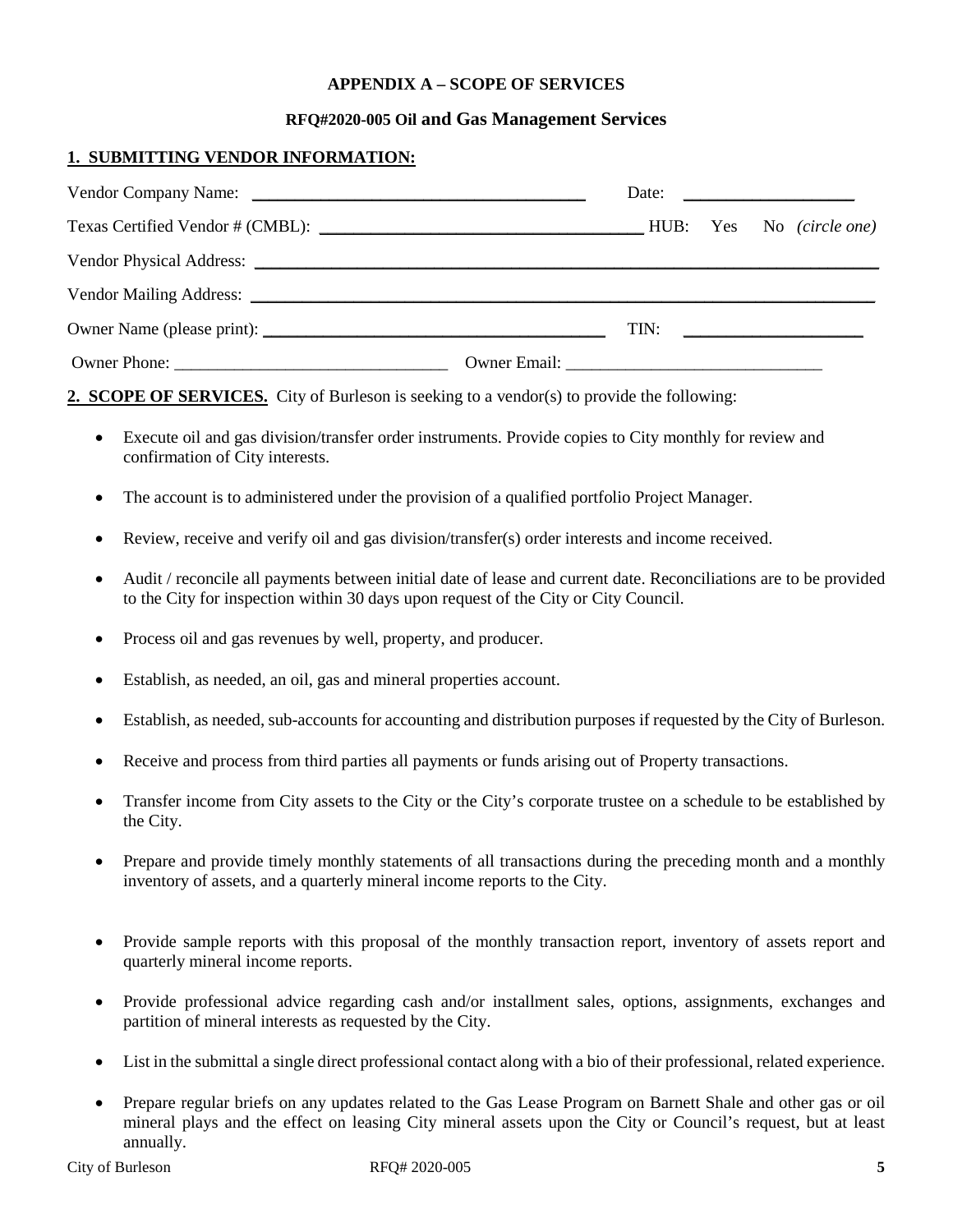**APPENDIX A – SCOPE OF SERVICES**

**RFQ#2020-005 Oil and Gas Management Services**

**1. SUBMITTING VENDOR INFORMATION:**

Vendor Company Name: ______________________________________ Date: ____________________

Texas Certified Vendor # (CMBL): ______________________________________ HUB: Yes No *(circle one)*

Vendor Physical Address: ______________________________________________________________________

Vendor Mailing Address: ______________________________________________________________________

Owner Name (please print): ______________________________________ TIN: ____________________

Owner Phone: ________________________________ Owner Email: ______________________________

**2. SCOPE OF SERVICES.** City of Burleson is seeking to a vendor(s) to provide the following:

- Execute oil and gas division/transfer order instruments. Provide copies to City monthly for review and confirmation of City interests.
- The account is to administered under the provision of a qualified portfolio Project Manager.
- Review, receive and verify oil and gas division/transfer(s) order interests and income received.
- Audit / reconcile all payments between initial date of lease and current date. Reconciliations are to be provided to the City for inspection within 30 days upon request of the City or City Council.
- Process oil and gas revenues by well, property, and producer.
- Establish, as needed, an oil, gas and mineral properties account.
- Establish, as needed, sub-accounts for accounting and distribution purposes if requested by the City of Burleson.
- Receive and process from third parties all payments or funds arising out of Property transactions.
- Transfer income from City assets to the City or the City's corporate trustee on a schedule to be established by the City.
- Prepare and provide timely monthly statements of all transactions during the preceding month and a monthly inventory of assets, and a quarterly mineral income reports to the City.
- Provide sample reports with this proposal of the monthly transaction report, inventory of assets report and quarterly mineral income reports.
- Provide professional advice regarding cash and/or installment sales, options, assignments, exchanges and partition of mineral interests as requested by the City.
- List in the submittal a single direct professional contact along with a bio of their professional, related experience.
- Prepare regular briefs on any updates related to the Gas Lease Program on Barnett Shale and other gas or oil mineral plays and the effect on leasing City mineral assets upon the City or Council's request, but at least annually.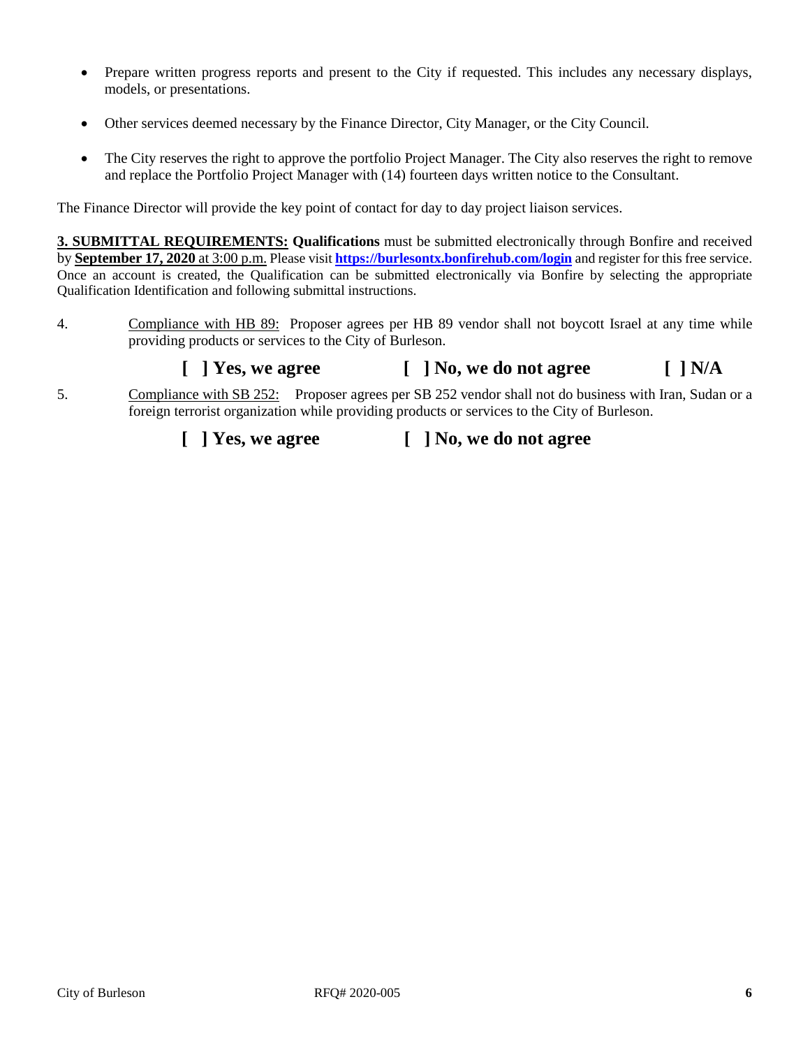- Prepare written progress reports and present to the City if requested. This includes any necessary displays, models, or presentations.

- Other services deemed necessary by the Finance Director, City Manager, or the City Council.

- The City reserves the right to approve the portfolio Project Manager. The City also reserves the right to remove and replace the Portfolio Project Manager with (14) fourteen days written notice to the Consultant.

The Finance Director will provide the key point of contact for day to day project liaison services.

**3. SUBMITTAL REQUIREMENTS:** **Qualifications** must be submitted electronically through Bonfire and received by **September 17, 2020** at 3:00 p.m. Please visit **https://burlesontx.bonfirehub.com/login** and register for this free service. Once an account is created, the Qualification can be submitted electronically via Bonfire by selecting the appropriate Qualification Identification and following submittal instructions.

4. Compliance with HB 89: Proposer agrees per HB 89 vendor shall not boycott Israel at any time while providing products or services to the City of Burleson.

   **[ ] Yes, we agree** **[ ] No, we do not agree** **[ ] N/A**

5. Compliance with SB 252: Proposer agrees per SB 252 vendor shall not do business with Iran, Sudan or a foreign terrorist organization while providing products or services to the City of Burleson.

   **[ ] Yes, we agree** **[ ] No, we do not agree**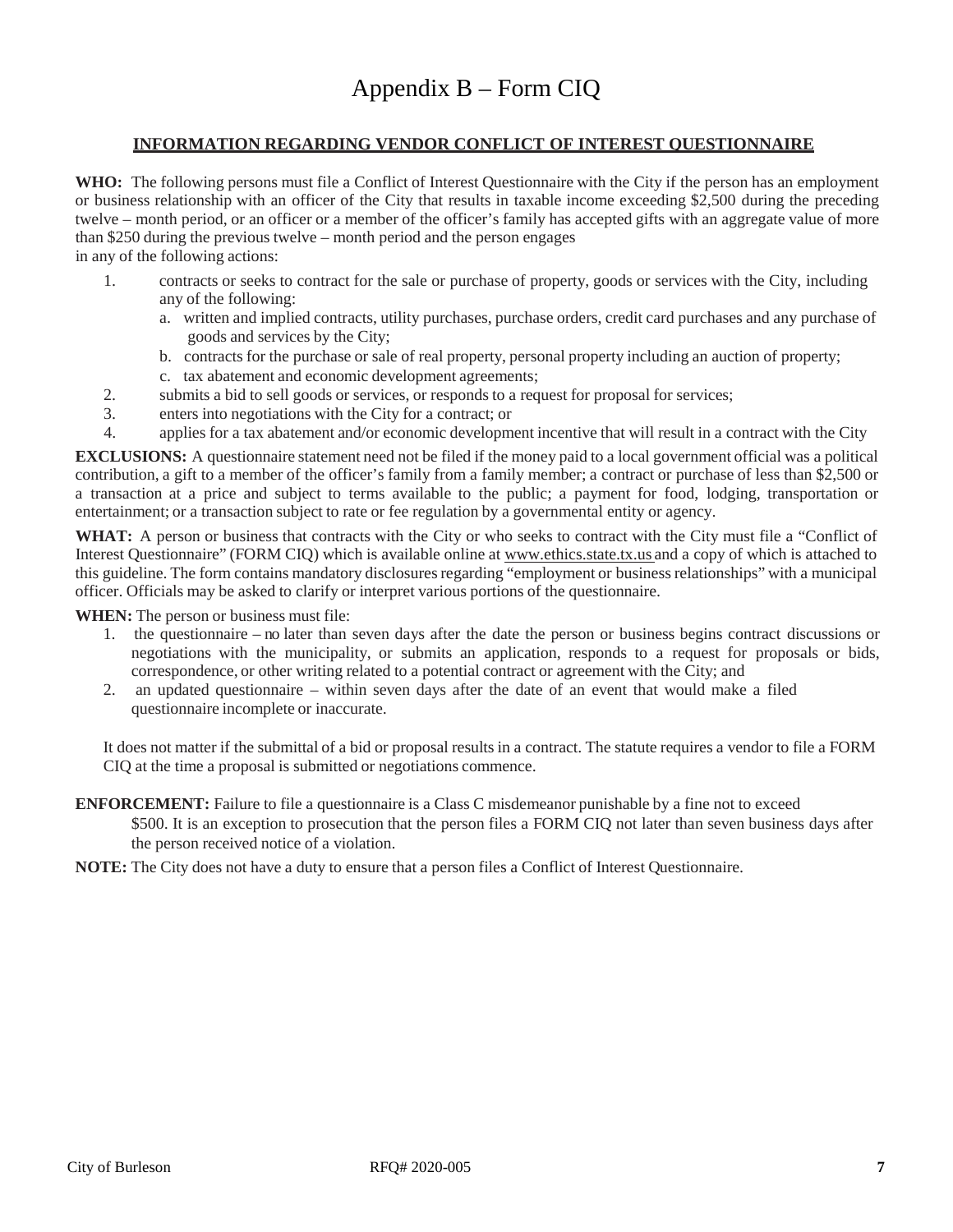# Appendix B – Form CIQ

## INFORMATION REGARDING VENDOR CONFLICT OF INTEREST QUESTIONNAIRE

**WHO:** The following persons must file a Conflict of Interest Questionnaire with the City if the person has an employment or business relationship with an officer of the City that results in taxable income exceeding $2,500 during the preceding twelve – month period, or an officer or a member of the officer's family has accepted gifts with an aggregate value of more than $250 during the previous twelve – month period and the person engages in any of the following actions:

1. contracts or seeks to contract for the sale or purchase of property, goods or services with the City, including any of the following:
   a. written and implied contracts, utility purchases, purchase orders, credit card purchases and any purchase of goods and services by the City;
   b. contracts for the purchase or sale of real property, personal property including an auction of property;
   c. tax abatement and economic development agreements;
2. submits a bid to sell goods or services, or responds to a request for proposal for services;
3. enters into negotiations with the City for a contract; or
4. applies for a tax abatement and/or economic development incentive that will result in a contract with the City

**EXCLUSIONS:** A questionnaire statement need not be filed if the money paid to a local government official was a political contribution, a gift to a member of the officer's family from a family member; a contract or purchase of less than $2,500 or a transaction at a price and subject to terms available to the public; a payment for food, lodging, transportation or entertainment; or a transaction subject to rate or fee regulation by a governmental entity or agency.

**WHAT:** A person or business that contracts with the City or who seeks to contract with the City must file a "Conflict of Interest Questionnaire" (FORM CIQ) which is available online at www.ethics.state.tx.us and a copy of which is attached to this guideline. The form contains mandatory disclosures regarding "employment or business relationships" with a municipal officer. Officials may be asked to clarify or interpret various portions of the questionnaire.

**WHEN:** The person or business must file:

1. the questionnaire – no later than seven days after the date the person or business begins contract discussions or negotiations with the municipality, or submits an application, responds to a request for proposals or bids, correspondence, or other writing related to a potential contract or agreement with the City; and
2. an updated questionnaire – within seven days after the date of an event that would make a filed questionnaire incomplete or inaccurate.

It does not matter if the submittal of a bid or proposal results in a contract. The statute requires a vendor to file a FORM CIQ at the time a proposal is submitted or negotiations commence.

**ENFORCEMENT:** Failure to file a questionnaire is a Class C misdemeanor punishable by a fine not to exceed $500. It is an exception to prosecution that the person files a FORM CIQ not later than seven business days after the person received notice of a violation.

**NOTE:** The City does not have a duty to ensure that a person files a Conflict of Interest Questionnaire.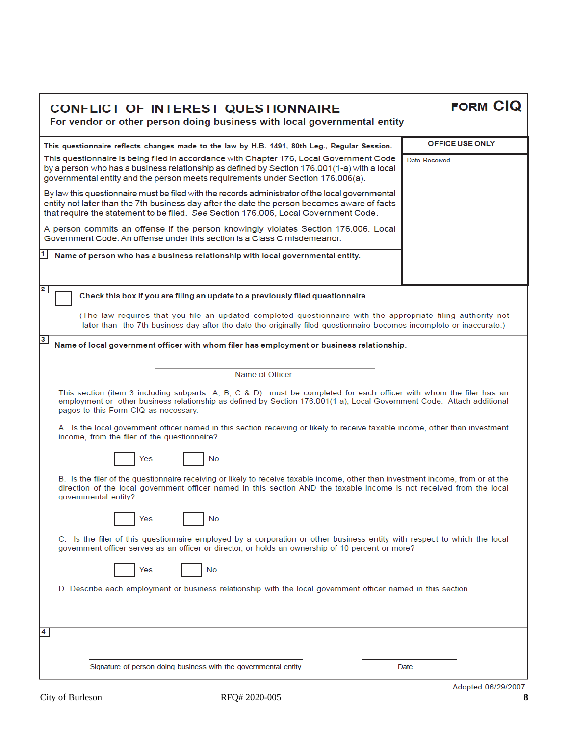# CONFLICT OF INTEREST QUESTIONNAIRE

**For vendor or other person doing business with local governmental entity**

**FORM CIQ**

**This questionnaire reflects changes made to the law by H.B. 1491, 80th Leg., Regular Session.**

This questionnaire is being filed in accordance with Chapter 176, Local Government Code by a person who has a business relationship as defined by Section 176.001(1-a) with a local governmental entity and the person meets requirements under Section 176.006(a).

By law this questionnaire must be filed with the records administrator of the local governmental entity not later than the 7th business day after the date the person becomes aware of facts that require the statement to be filed. *See* Section 176.006, Local Government Code.

A person commits an offense if the person knowingly violates Section 176.006, Local Government Code. An offense under this section is a Class C misdemeanor.

**OFFICE USE ONLY**

Date Received

**1** **Name of person who has a business relationship with local governmental entity.**

**2** ☐ **Check this box if you are filing an update to a previously filed questionnaire.**

(The law requires that you file an updated completed questionnaire with the appropriate filing authority not later than the 7th business day after the date the originally filed questionnaire becomes incomplete or inaccurate.)

**3** **Name of local government officer with whom filer has employment or business relationship.**

\_\_\_\_\_\_\_\_\_\_\_\_\_\_\_\_\_\_\_\_\_\_\_\_\_\_\_\_\_\_\_\_\_\_\_\_\_\_\_\_
Name of Officer

This section (item 3 including subparts A, B, C & D) must be completed for each officer with whom the filer has an employment or other business relationship as defined by Section 176.001(1-a), Local Government Code. Attach additional pages to this Form CIQ as necessary.

A. Is the local government officer named in this section receiving or likely to receive taxable income, other than investment income, from the filer of the questionnaire?

☐ Yes ☐ No

B. Is the filer of the questionnaire receiving or likely to receive taxable income, other than investment income, from or at the direction of the local government officer named in this section AND the taxable income is not received from the local governmental entity?

☐ Yes ☐ No

C. Is the filer of this questionnaire employed by a corporation or other business entity with respect to which the local government officer serves as an officer or director, or holds an ownership of 10 percent or more?

☐ Yes ☐ No

D. Describe each employment or business relationship with the local government officer named in this section.

**4**

\_\_\_\_\_\_\_\_\_\_\_\_\_\_\_\_\_\_\_\_\_\_\_\_\_\_\_\_\_\_\_\_\_\_\_\_\_\_\_\_ \_\_\_\_\_\_\_\_\_\_\_\_\_\_\_\_\_\_\_\_
Signature of person doing business with the governmental entity Date

Adopted 06/29/2007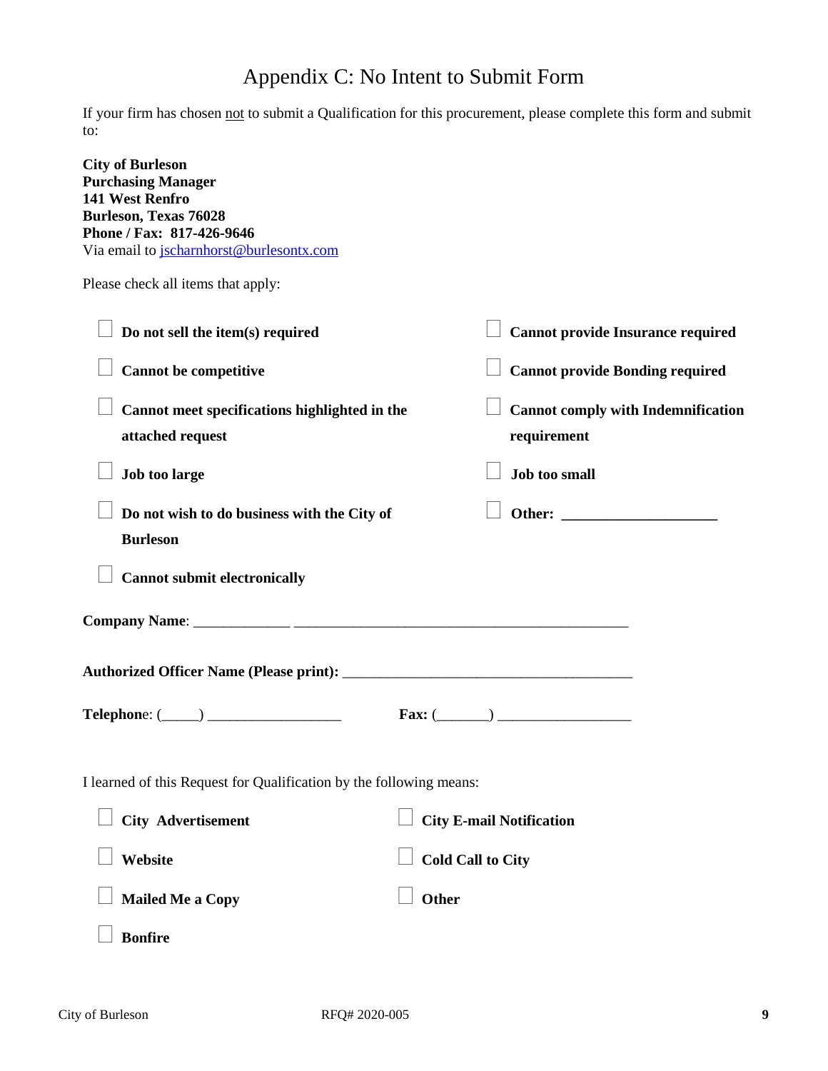# Appendix C: No Intent to Submit Form

If your firm has chosen not to submit a Qualification for this procurement, please complete this form and submit to:

**City of Burleson**
**Purchasing Manager**
**141 West Renfro**
**Burleson, Texas 76028**
**Phone / Fax: 817-426-9646**
Via email to jscharnhorst@burlesontx.com

Please check all items that apply:

- ☐ **Do not sell the item(s) required**
- ☐ **Cannot provide Insurance required**
- ☐ **Cannot be competitive**
- ☐ **Cannot provide Bonding required**
- ☐ **Cannot meet specifications highlighted in the attached request**
- ☐ **Cannot comply with Indemnification requirement**
- ☐ **Job too large**
- ☐ **Job too small**
- ☐ **Do not wish to do business with the City of Burleson**
- ☐ **Other: ____________________**
- ☐ **Cannot submit electronically**

**Company Name**: ____________ ____________________________________________

**Authorized Officer Name (Please print):** ______________________________________

**Telephone**: (_____) __________________ **Fax:** (_______) __________________

I learned of this Request for Qualification by the following means:

- ☐ **City Advertisement**
- ☐ **City E-mail Notification**
- ☐ **Website**
- ☐ **Cold Call to City**
- ☐ **Mailed Me a Copy**
- ☐ **Other**
- ☐ **Bonfire**